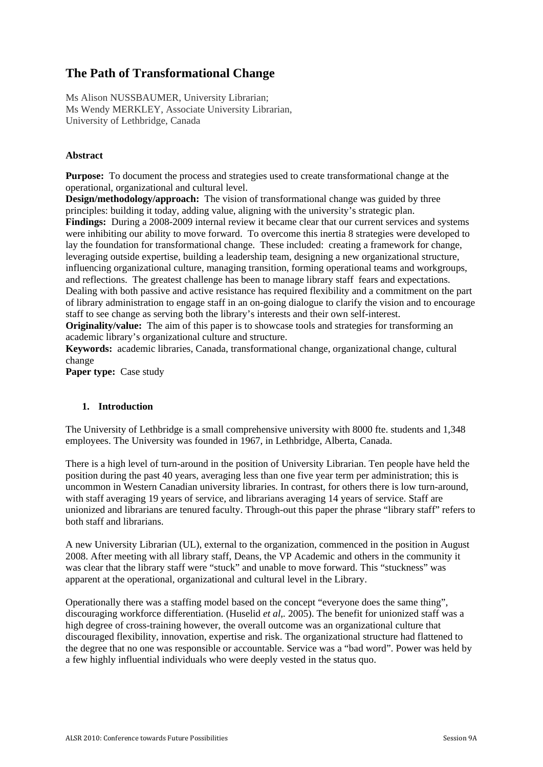# The Path of Transformational Change

Ms Alison NUSSBAUMER, University Librarian;
Ms Wendy MERKLEY, Associate University Librarian,
University of Lethbridge, Canada

### Abstract

**Purpose:** To document the process and strategies used to create transformational change at the operational, organizational and cultural level.
**Design/methodology/approach:** The vision of transformational change was guided by three principles: building it today, adding value, aligning with the university's strategic plan.
**Findings:** During a 2008-2009 internal review it became clear that our current services and systems were inhibiting our ability to move forward. To overcome this inertia 8 strategies were developed to lay the foundation for transformational change. These included: creating a framework for change, leveraging outside expertise, building a leadership team, designing a new organizational structure, influencing organizational culture, managing transition, forming operational teams and workgroups, and reflections. The greatest challenge has been to manage library staff fears and expectations. Dealing with both passive and active resistance has required flexibility and a commitment on the part of library administration to engage staff in an on-going dialogue to clarify the vision and to encourage staff to see change as serving both the library's interests and their own self-interest.
**Originality/value:** The aim of this paper is to showcase tools and strategies for transforming an academic library's organizational culture and structure.
**Keywords:** academic libraries, Canada, transformational change, organizational change, cultural change
**Paper type:** Case study

## 1. Introduction

The University of Lethbridge is a small comprehensive university with 8000 fte. students and 1,348 employees. The University was founded in 1967, in Lethbridge, Alberta, Canada.

There is a high level of turn-around in the position of University Librarian. Ten people have held the position during the past 40 years, averaging less than one five year term per administration; this is uncommon in Western Canadian university libraries. In contrast, for others there is low turn-around, with staff averaging 19 years of service, and librarians averaging 14 years of service. Staff are unionized and librarians are tenured faculty. Through-out this paper the phrase "library staff" refers to both staff and librarians.

A new University Librarian (UL), external to the organization, commenced in the position in August 2008. After meeting with all library staff, Deans, the VP Academic and others in the community it was clear that the library staff were "stuck" and unable to move forward. This "stuckness" was apparent at the operational, organizational and cultural level in the Library.

Operationally there was a staffing model based on the concept "everyone does the same thing", discouraging workforce differentiation. (Huselid *et al,*. 2005). The benefit for unionized staff was a high degree of cross-training however, the overall outcome was an organizational culture that discouraged flexibility, innovation, expertise and risk. The organizational structure had flattened to the degree that no one was responsible or accountable. Service was a "bad word". Power was held by a few highly influential individuals who were deeply vested in the status quo.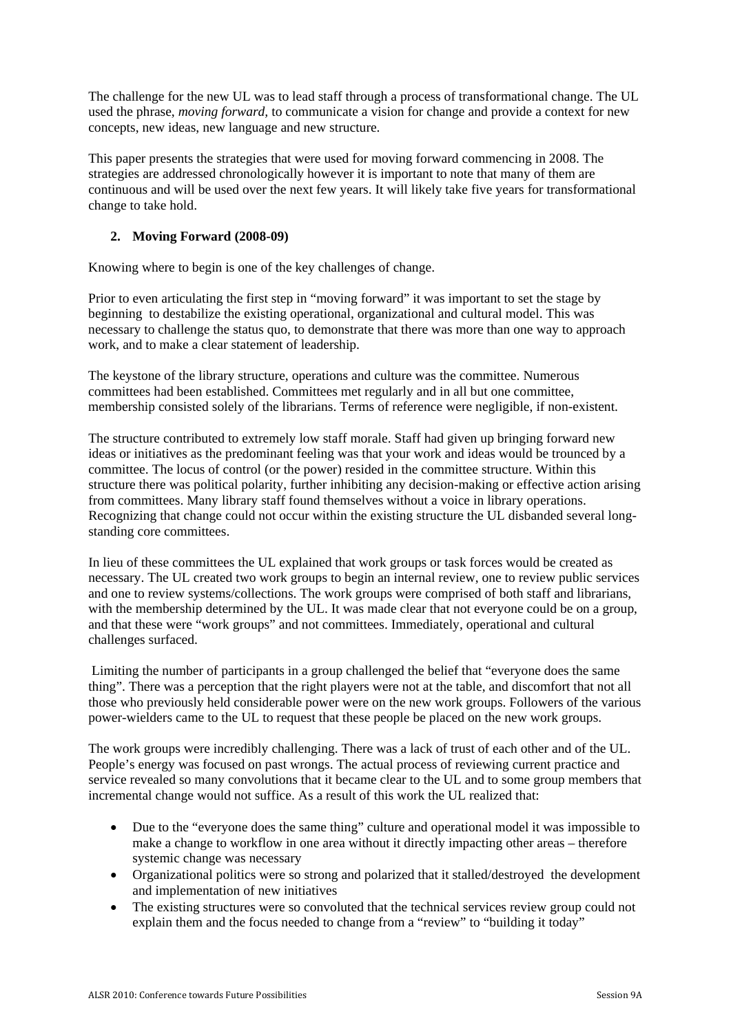The challenge for the new UL was to lead staff through a process of transformational change. The UL used the phrase, *moving forward*, to communicate a vision for change and provide a context for new concepts, new ideas, new language and new structure.

This paper presents the strategies that were used for moving forward commencing in 2008. The strategies are addressed chronologically however it is important to note that many of them are continuous and will be used over the next few years. It will likely take five years for transformational change to take hold.

## 2. Moving Forward (2008-09)

Knowing where to begin is one of the key challenges of change.

Prior to even articulating the first step in "moving forward" it was important to set the stage by beginning to destabilize the existing operational, organizational and cultural model. This was necessary to challenge the status quo, to demonstrate that there was more than one way to approach work, and to make a clear statement of leadership.

The keystone of the library structure, operations and culture was the committee. Numerous committees had been established. Committees met regularly and in all but one committee, membership consisted solely of the librarians. Terms of reference were negligible, if non-existent.

The structure contributed to extremely low staff morale. Staff had given up bringing forward new ideas or initiatives as the predominant feeling was that your work and ideas would be trounced by a committee. The locus of control (or the power) resided in the committee structure. Within this structure there was political polarity, further inhibiting any decision-making or effective action arising from committees. Many library staff found themselves without a voice in library operations. Recognizing that change could not occur within the existing structure the UL disbanded several long-standing core committees.

In lieu of these committees the UL explained that work groups or task forces would be created as necessary. The UL created two work groups to begin an internal review, one to review public services and one to review systems/collections. The work groups were comprised of both staff and librarians, with the membership determined by the UL. It was made clear that not everyone could be on a group, and that these were "work groups" and not committees. Immediately, operational and cultural challenges surfaced.

Limiting the number of participants in a group challenged the belief that "everyone does the same thing". There was a perception that the right players were not at the table, and discomfort that not all those who previously held considerable power were on the new work groups. Followers of the various power-wielders came to the UL to request that these people be placed on the new work groups.

The work groups were incredibly challenging. There was a lack of trust of each other and of the UL. People's energy was focused on past wrongs. The actual process of reviewing current practice and service revealed so many convolutions that it became clear to the UL and to some group members that incremental change would not suffice. As a result of this work the UL realized that:

- Due to the "everyone does the same thing" culture and operational model it was impossible to make a change to workflow in one area without it directly impacting other areas – therefore systemic change was necessary
- Organizational politics were so strong and polarized that it stalled/destroyed the development and implementation of new initiatives
- The existing structures were so convoluted that the technical services review group could not explain them and the focus needed to change from a "review" to "building it today"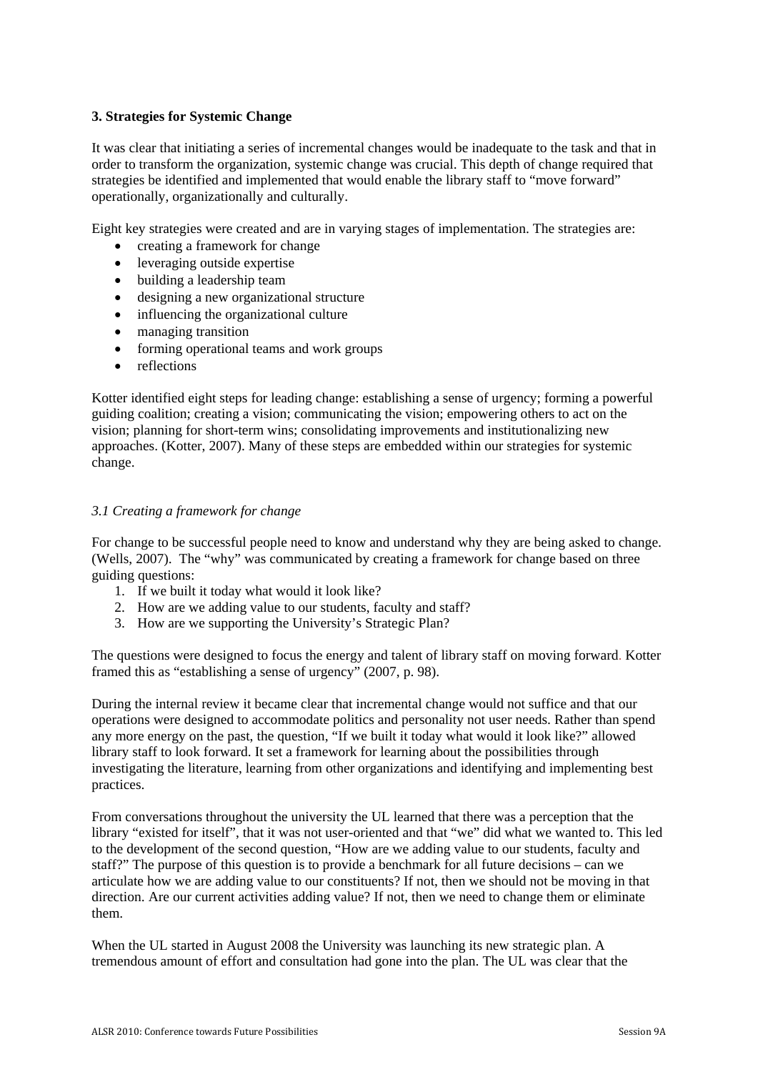### 3. Strategies for Systemic Change

It was clear that initiating a series of incremental changes would be inadequate to the task and that in order to transform the organization, systemic change was crucial. This depth of change required that strategies be identified and implemented that would enable the library staff to "move forward" operationally, organizationally and culturally.

Eight key strategies were created and are in varying stages of implementation. The strategies are:

- creating a framework for change
- leveraging outside expertise
- building a leadership team
- designing a new organizational structure
- influencing the organizational culture
- managing transition
- forming operational teams and work groups
- reflections

Kotter identified eight steps for leading change: establishing a sense of urgency; forming a powerful guiding coalition; creating a vision; communicating the vision; empowering others to act on the vision; planning for short-term wins; consolidating improvements and institutionalizing new approaches. (Kotter, 2007). Many of these steps are embedded within our strategies for systemic change.

#### *3.1 Creating a framework for change*

For change to be successful people need to know and understand why they are being asked to change. (Wells, 2007). The "why" was communicated by creating a framework for change based on three guiding questions:

1. If we built it today what would it look like?
2. How are we adding value to our students, faculty and staff?
3. How are we supporting the University's Strategic Plan?

The questions were designed to focus the energy and talent of library staff on moving forward. Kotter framed this as "establishing a sense of urgency" (2007, p. 98).

During the internal review it became clear that incremental change would not suffice and that our operations were designed to accommodate politics and personality not user needs. Rather than spend any more energy on the past, the question, "If we built it today what would it look like?" allowed library staff to look forward. It set a framework for learning about the possibilities through investigating the literature, learning from other organizations and identifying and implementing best practices.

From conversations throughout the university the UL learned that there was a perception that the library "existed for itself", that it was not user-oriented and that "we" did what we wanted to. This led to the development of the second question, "How are we adding value to our students, faculty and staff?" The purpose of this question is to provide a benchmark for all future decisions – can we articulate how we are adding value to our constituents? If not, then we should not be moving in that direction. Are our current activities adding value? If not, then we need to change them or eliminate them.

When the UL started in August 2008 the University was launching its new strategic plan. A tremendous amount of effort and consultation had gone into the plan. The UL was clear that the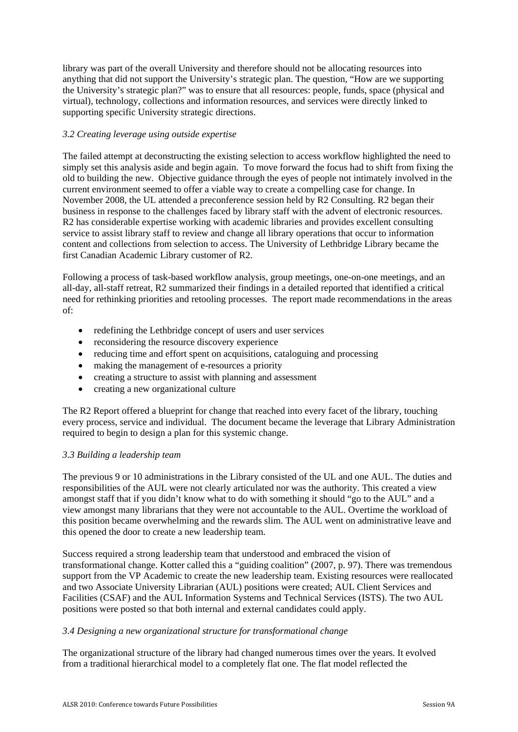library was part of the overall University and therefore should not be allocating resources into anything that did not support the University's strategic plan. The question, "How are we supporting the University's strategic plan?" was to ensure that all resources: people, funds, space (physical and virtual), technology, collections and information resources, and services were directly linked to supporting specific University strategic directions.

*3.2 Creating leverage using outside expertise*

The failed attempt at deconstructing the existing selection to access workflow highlighted the need to simply set this analysis aside and begin again. To move forward the focus had to shift from fixing the old to building the new. Objective guidance through the eyes of people not intimately involved in the current environment seemed to offer a viable way to create a compelling case for change. In November 2008, the UL attended a preconference session held by R2 Consulting. R2 began their business in response to the challenges faced by library staff with the advent of electronic resources. R2 has considerable expertise working with academic libraries and provides excellent consulting service to assist library staff to review and change all library operations that occur to information content and collections from selection to access. The University of Lethbridge Library became the first Canadian Academic Library customer of R2.

Following a process of task-based workflow analysis, group meetings, one-on-one meetings, and an all-day, all-staff retreat, R2 summarized their findings in a detailed reported that identified a critical need for rethinking priorities and retooling processes. The report made recommendations in the areas of:

- redefining the Lethbridge concept of users and user services
- reconsidering the resource discovery experience
- reducing time and effort spent on acquisitions, cataloguing and processing
- making the management of e-resources a priority
- creating a structure to assist with planning and assessment
- creating a new organizational culture

The R2 Report offered a blueprint for change that reached into every facet of the library, touching every process, service and individual. The document became the leverage that Library Administration required to begin to design a plan for this systemic change.

*3.3 Building a leadership team*

The previous 9 or 10 administrations in the Library consisted of the UL and one AUL. The duties and responsibilities of the AUL were not clearly articulated nor was the authority. This created a view amongst staff that if you didn't know what to do with something it should "go to the AUL" and a view amongst many librarians that they were not accountable to the AUL. Overtime the workload of this position became overwhelming and the rewards slim. The AUL went on administrative leave and this opened the door to create a new leadership team.

Success required a strong leadership team that understood and embraced the vision of transformational change. Kotter called this a "guiding coalition" (2007, p. 97). There was tremendous support from the VP Academic to create the new leadership team. Existing resources were reallocated and two Associate University Librarian (AUL) positions were created; AUL Client Services and Facilities (CSAF) and the AUL Information Systems and Technical Services (ISTS). The two AUL positions were posted so that both internal and external candidates could apply.

*3.4 Designing a new organizational structure for transformational change*

The organizational structure of the library had changed numerous times over the years. It evolved from a traditional hierarchical model to a completely flat one. The flat model reflected the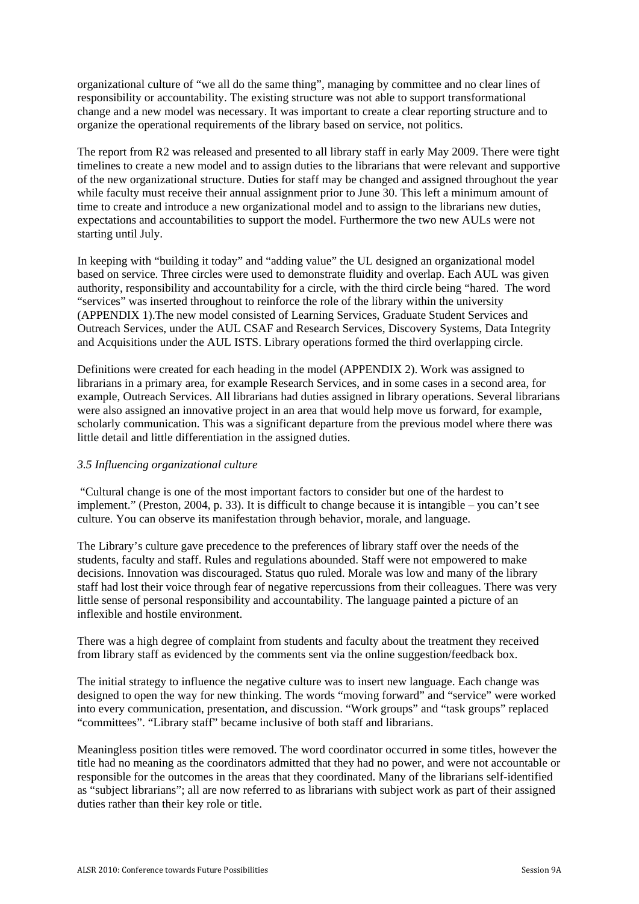organizational culture of "we all do the same thing", managing by committee and no clear lines of responsibility or accountability. The existing structure was not able to support transformational change and a new model was necessary. It was important to create a clear reporting structure and to organize the operational requirements of the library based on service, not politics.

The report from R2 was released and presented to all library staff in early May 2009. There were tight timelines to create a new model and to assign duties to the librarians that were relevant and supportive of the new organizational structure. Duties for staff may be changed and assigned throughout the year while faculty must receive their annual assignment prior to June 30. This left a minimum amount of time to create and introduce a new organizational model and to assign to the librarians new duties, expectations and accountabilities to support the model. Furthermore the two new AULs were not starting until July.

In keeping with "building it today" and "adding value" the UL designed an organizational model based on service. Three circles were used to demonstrate fluidity and overlap. Each AUL was given authority, responsibility and accountability for a circle, with the third circle being "hared. The word "services" was inserted throughout to reinforce the role of the library within the university (APPENDIX 1).The new model consisted of Learning Services, Graduate Student Services and Outreach Services, under the AUL CSAF and Research Services, Discovery Systems, Data Integrity and Acquisitions under the AUL ISTS. Library operations formed the third overlapping circle.

Definitions were created for each heading in the model (APPENDIX 2). Work was assigned to librarians in a primary area, for example Research Services, and in some cases in a second area, for example, Outreach Services. All librarians had duties assigned in library operations. Several librarians were also assigned an innovative project in an area that would help move us forward, for example, scholarly communication. This was a significant departure from the previous model where there was little detail and little differentiation in the assigned duties.

### *3.5 Influencing organizational culture*

"Cultural change is one of the most important factors to consider but one of the hardest to implement." (Preston, 2004, p. 33). It is difficult to change because it is intangible – you can't see culture. You can observe its manifestation through behavior, morale, and language.

The Library's culture gave precedence to the preferences of library staff over the needs of the students, faculty and staff. Rules and regulations abounded. Staff were not empowered to make decisions. Innovation was discouraged. Status quo ruled. Morale was low and many of the library staff had lost their voice through fear of negative repercussions from their colleagues. There was very little sense of personal responsibility and accountability. The language painted a picture of an inflexible and hostile environment.

There was a high degree of complaint from students and faculty about the treatment they received from library staff as evidenced by the comments sent via the online suggestion/feedback box.

The initial strategy to influence the negative culture was to insert new language. Each change was designed to open the way for new thinking. The words "moving forward" and "service" were worked into every communication, presentation, and discussion. "Work groups" and "task groups" replaced "committees". "Library staff" became inclusive of both staff and librarians.

Meaningless position titles were removed. The word coordinator occurred in some titles, however the title had no meaning as the coordinators admitted that they had no power, and were not accountable or responsible for the outcomes in the areas that they coordinated. Many of the librarians self-identified as "subject librarians"; all are now referred to as librarians with subject work as part of their assigned duties rather than their key role or title.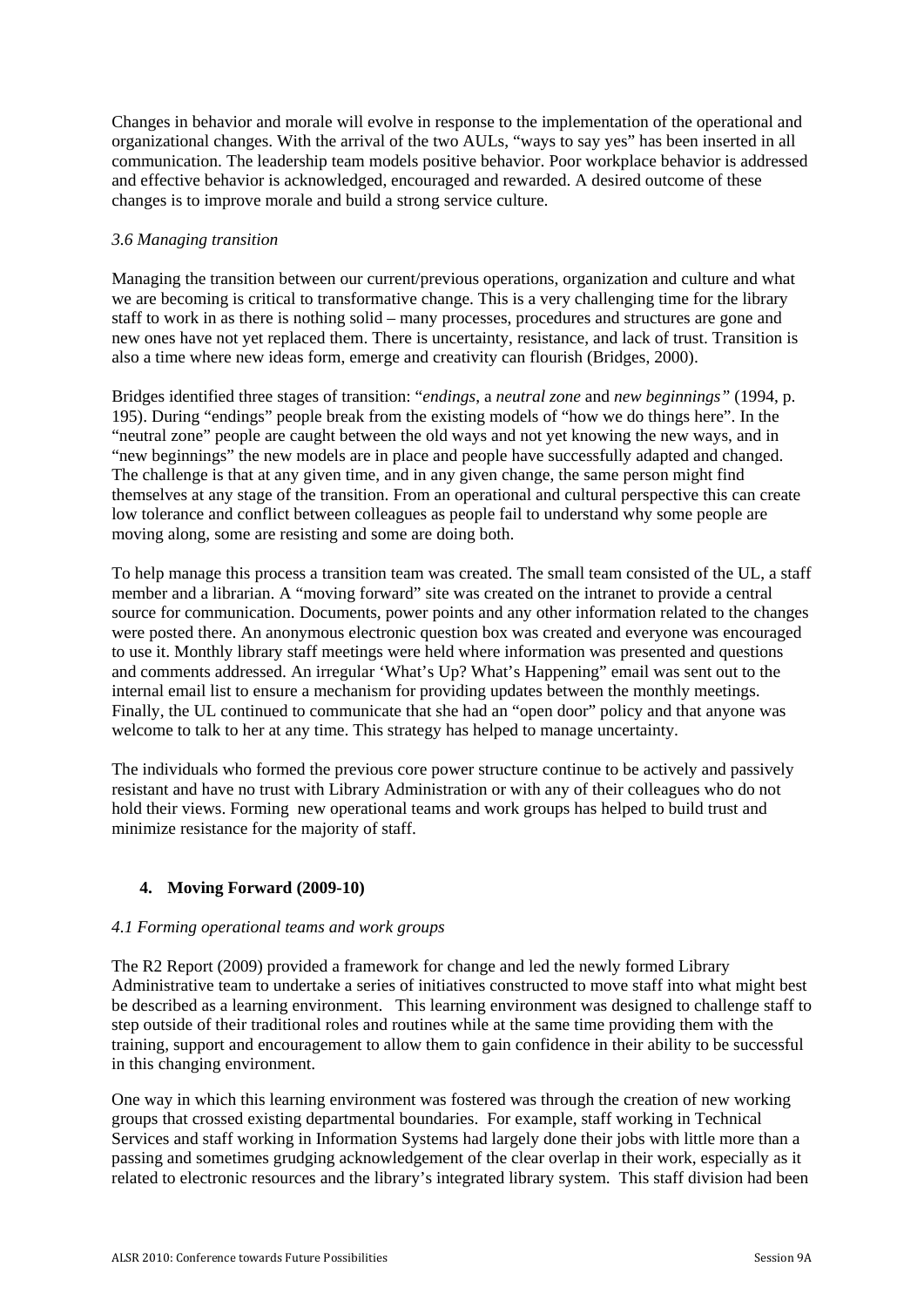Changes in behavior and morale will evolve in response to the implementation of the operational and organizational changes. With the arrival of the two AULs, "ways to say yes" has been inserted in all communication. The leadership team models positive behavior. Poor workplace behavior is addressed and effective behavior is acknowledged, encouraged and rewarded. A desired outcome of these changes is to improve morale and build a strong service culture.

### *3.6 Managing transition*

Managing the transition between our current/previous operations, organization and culture and what we are becoming is critical to transformative change. This is a very challenging time for the library staff to work in as there is nothing solid – many processes, procedures and structures are gone and new ones have not yet replaced them. There is uncertainty, resistance, and lack of trust. Transition is also a time where new ideas form, emerge and creativity can flourish (Bridges, 2000).

Bridges identified three stages of transition: "*endings*, a *neutral zone* and *new beginnings"* (1994, p. 195). During "endings" people break from the existing models of "how we do things here". In the "neutral zone" people are caught between the old ways and not yet knowing the new ways, and in "new beginnings" the new models are in place and people have successfully adapted and changed. The challenge is that at any given time, and in any given change, the same person might find themselves at any stage of the transition. From an operational and cultural perspective this can create low tolerance and conflict between colleagues as people fail to understand why some people are moving along, some are resisting and some are doing both.

To help manage this process a transition team was created. The small team consisted of the UL, a staff member and a librarian. A "moving forward" site was created on the intranet to provide a central source for communication. Documents, power points and any other information related to the changes were posted there. An anonymous electronic question box was created and everyone was encouraged to use it. Monthly library staff meetings were held where information was presented and questions and comments addressed. An irregular 'What's Up? What's Happening" email was sent out to the internal email list to ensure a mechanism for providing updates between the monthly meetings. Finally, the UL continued to communicate that she had an "open door" policy and that anyone was welcome to talk to her at any time. This strategy has helped to manage uncertainty.

The individuals who formed the previous core power structure continue to be actively and passively resistant and have no trust with Library Administration or with any of their colleagues who do not hold their views. Forming new operational teams and work groups has helped to build trust and minimize resistance for the majority of staff.

## 4. Moving Forward (2009-10)

### *4.1 Forming operational teams and work groups*

The R2 Report (2009) provided a framework for change and led the newly formed Library Administrative team to undertake a series of initiatives constructed to move staff into what might best be described as a learning environment. This learning environment was designed to challenge staff to step outside of their traditional roles and routines while at the same time providing them with the training, support and encouragement to allow them to gain confidence in their ability to be successful in this changing environment.

One way in which this learning environment was fostered was through the creation of new working groups that crossed existing departmental boundaries. For example, staff working in Technical Services and staff working in Information Systems had largely done their jobs with little more than a passing and sometimes grudging acknowledgement of the clear overlap in their work, especially as it related to electronic resources and the library's integrated library system. This staff division had been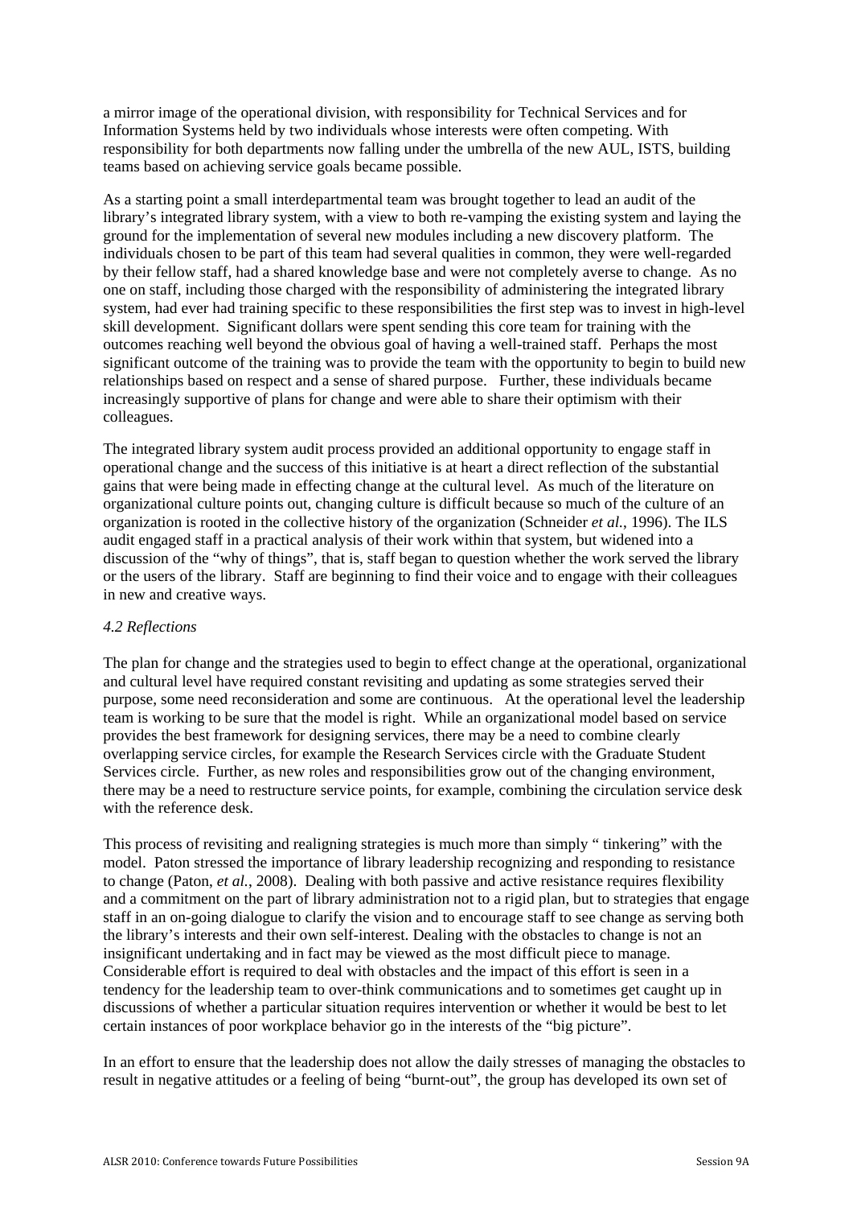a mirror image of the operational division, with responsibility for Technical Services and for Information Systems held by two individuals whose interests were often competing. With responsibility for both departments now falling under the umbrella of the new AUL, ISTS, building teams based on achieving service goals became possible.

As a starting point a small interdepartmental team was brought together to lead an audit of the library's integrated library system, with a view to both re-vamping the existing system and laying the ground for the implementation of several new modules including a new discovery platform. The individuals chosen to be part of this team had several qualities in common, they were well-regarded by their fellow staff, had a shared knowledge base and were not completely averse to change. As no one on staff, including those charged with the responsibility of administering the integrated library system, had ever had training specific to these responsibilities the first step was to invest in high-level skill development. Significant dollars were spent sending this core team for training with the outcomes reaching well beyond the obvious goal of having a well-trained staff. Perhaps the most significant outcome of the training was to provide the team with the opportunity to begin to build new relationships based on respect and a sense of shared purpose. Further, these individuals became increasingly supportive of plans for change and were able to share their optimism with their colleagues.

The integrated library system audit process provided an additional opportunity to engage staff in operational change and the success of this initiative is at heart a direct reflection of the substantial gains that were being made in effecting change at the cultural level. As much of the literature on organizational culture points out, changing culture is difficult because so much of the culture of an organization is rooted in the collective history of the organization (Schneider *et al.*, 1996). The ILS audit engaged staff in a practical analysis of their work within that system, but widened into a discussion of the "why of things", that is, staff began to question whether the work served the library or the users of the library. Staff are beginning to find their voice and to engage with their colleagues in new and creative ways.

### *4.2 Reflections*

The plan for change and the strategies used to begin to effect change at the operational, organizational and cultural level have required constant revisiting and updating as some strategies served their purpose, some need reconsideration and some are continuous. At the operational level the leadership team is working to be sure that the model is right. While an organizational model based on service provides the best framework for designing services, there may be a need to combine clearly overlapping service circles, for example the Research Services circle with the Graduate Student Services circle. Further, as new roles and responsibilities grow out of the changing environment, there may be a need to restructure service points, for example, combining the circulation service desk with the reference desk.

This process of revisiting and realigning strategies is much more than simply " tinkering" with the model. Paton stressed the importance of library leadership recognizing and responding to resistance to change (Paton, *et al.*, 2008). Dealing with both passive and active resistance requires flexibility and a commitment on the part of library administration not to a rigid plan, but to strategies that engage staff in an on-going dialogue to clarify the vision and to encourage staff to see change as serving both the library's interests and their own self-interest. Dealing with the obstacles to change is not an insignificant undertaking and in fact may be viewed as the most difficult piece to manage. Considerable effort is required to deal with obstacles and the impact of this effort is seen in a tendency for the leadership team to over-think communications and to sometimes get caught up in discussions of whether a particular situation requires intervention or whether it would be best to let certain instances of poor workplace behavior go in the interests of the "big picture".

In an effort to ensure that the leadership does not allow the daily stresses of managing the obstacles to result in negative attitudes or a feeling of being "burnt-out", the group has developed its own set of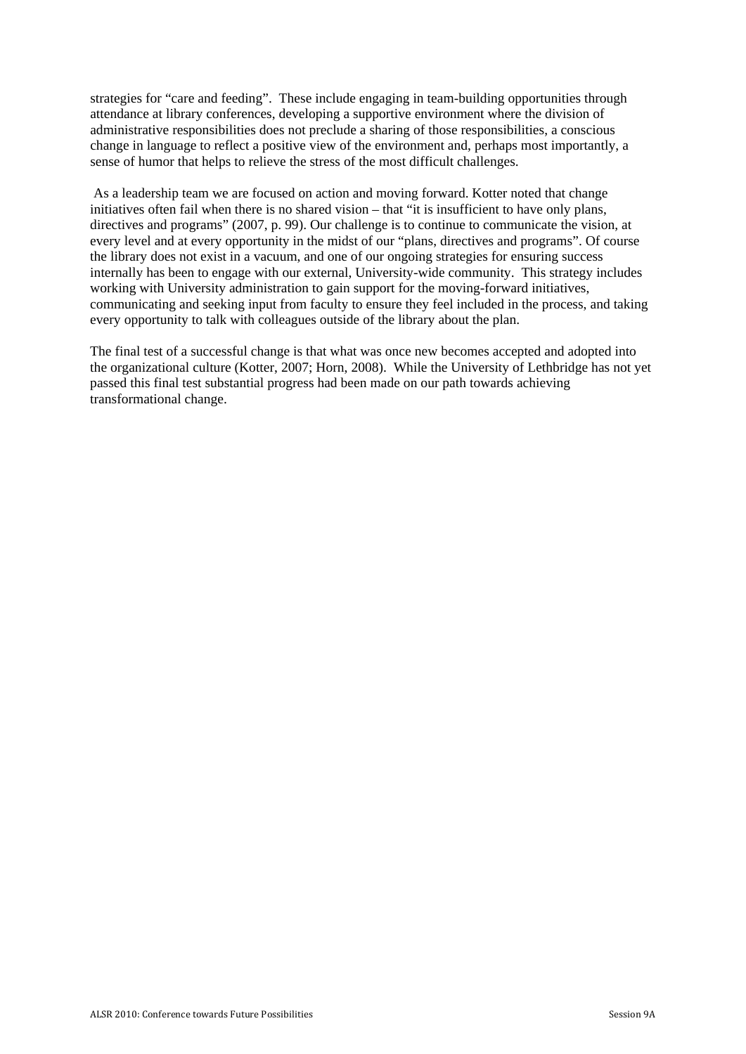strategies for "care and feeding". These include engaging in team-building opportunities through attendance at library conferences, developing a supportive environment where the division of administrative responsibilities does not preclude a sharing of those responsibilities, a conscious change in language to reflect a positive view of the environment and, perhaps most importantly, a sense of humor that helps to relieve the stress of the most difficult challenges.

As a leadership team we are focused on action and moving forward. Kotter noted that change initiatives often fail when there is no shared vision – that "it is insufficient to have only plans, directives and programs" (2007, p. 99). Our challenge is to continue to communicate the vision, at every level and at every opportunity in the midst of our "plans, directives and programs". Of course the library does not exist in a vacuum, and one of our ongoing strategies for ensuring success internally has been to engage with our external, University-wide community. This strategy includes working with University administration to gain support for the moving-forward initiatives, communicating and seeking input from faculty to ensure they feel included in the process, and taking every opportunity to talk with colleagues outside of the library about the plan.

The final test of a successful change is that what was once new becomes accepted and adopted into the organizational culture (Kotter, 2007; Horn, 2008). While the University of Lethbridge has not yet passed this final test substantial progress had been made on our path towards achieving transformational change.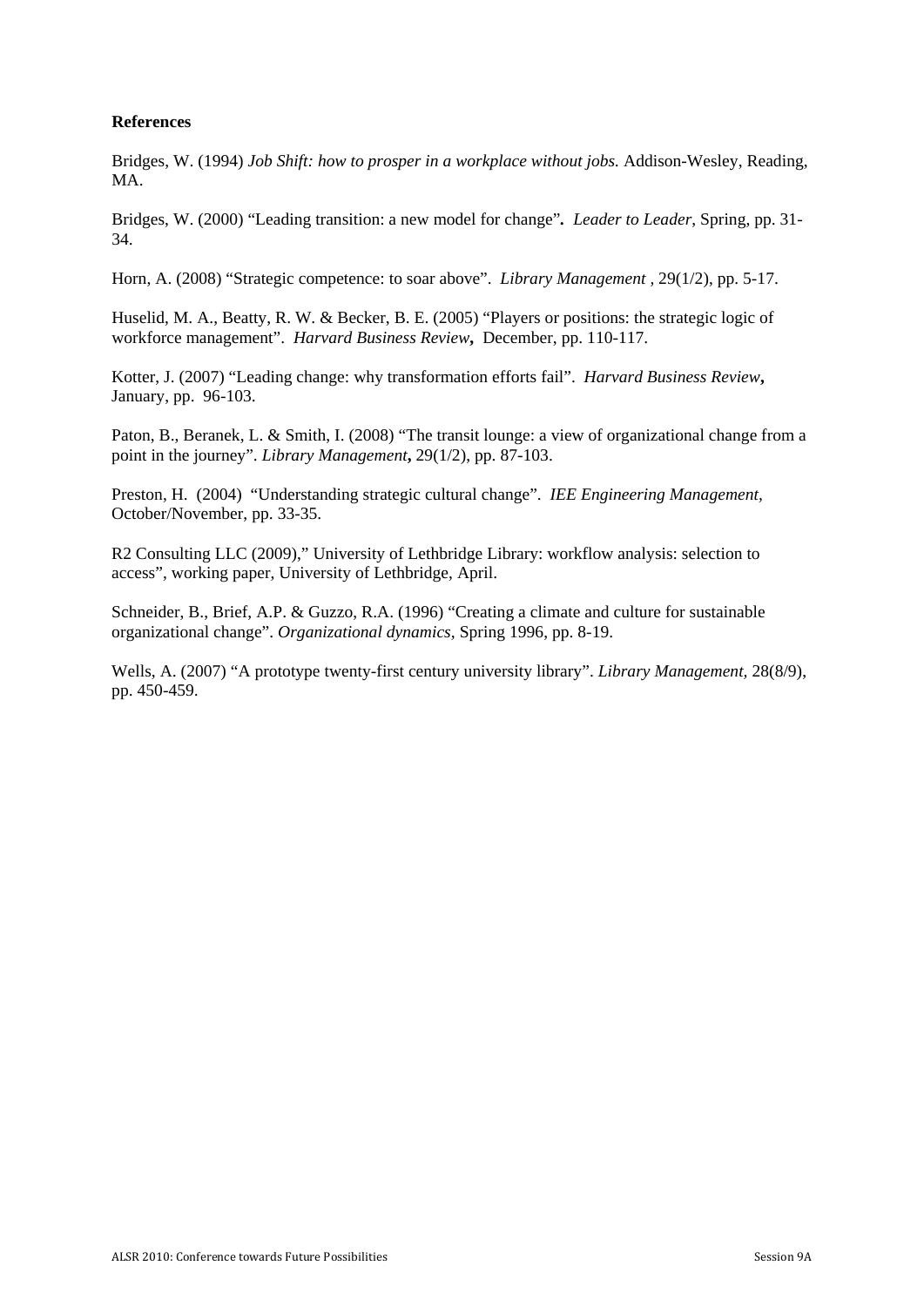**References**

Bridges, W. (1994) *Job Shift: how to prosper in a workplace without jobs.* Addison-Wesley, Reading, MA.

Bridges, W. (2000) "Leading transition: a new model for change"**.** *Leader to Leader*, Spring, pp. 31-34.

Horn, A. (2008) "Strategic competence: to soar above". *Library Management* , 29(1/2), pp. 5-17.

Huselid, M. A., Beatty, R. W. & Becker, B. E. (2005) "Players or positions: the strategic logic of workforce management". *Harvard Business Review***,** December, pp. 110-117.

Kotter, J. (2007) "Leading change: why transformation efforts fail". *Harvard Business Review***,** January, pp. 96-103.

Paton, B., Beranek, L. & Smith, I. (2008) "The transit lounge: a view of organizational change from a point in the journey". *Library Management***,** 29(1/2), pp. 87-103.

Preston, H. (2004) "Understanding strategic cultural change". *IEE Engineering Management,* October/November, pp. 33-35.

R2 Consulting LLC (2009)," University of Lethbridge Library: workflow analysis: selection to access", working paper, University of Lethbridge, April.

Schneider, B., Brief, A.P. & Guzzo, R.A. (1996) "Creating a climate and culture for sustainable organizational change". *Organizational dynamics*, Spring 1996, pp. 8-19.

Wells, A. (2007) "A prototype twenty-first century university library". *Library Management,* 28(8/9), pp. 450-459.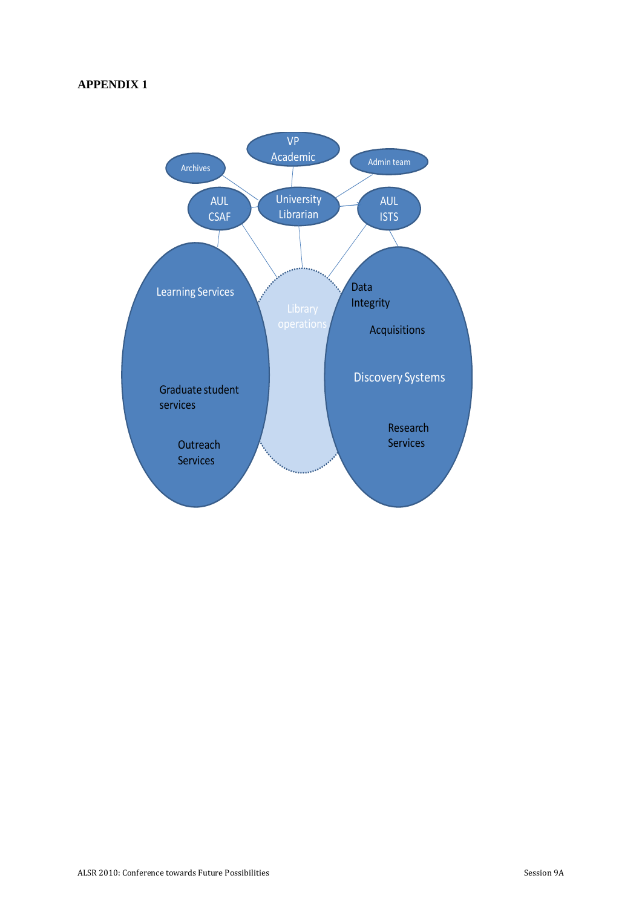**APPENDIX 1**

VP Academic

Archives

Admin team

University Librarian

AUL CSAF

AUL ISTS

Learning Services

Graduate student services

Outreach Services

Library operations

Data Integrity

Acquisitions

Discovery Systems

Research Services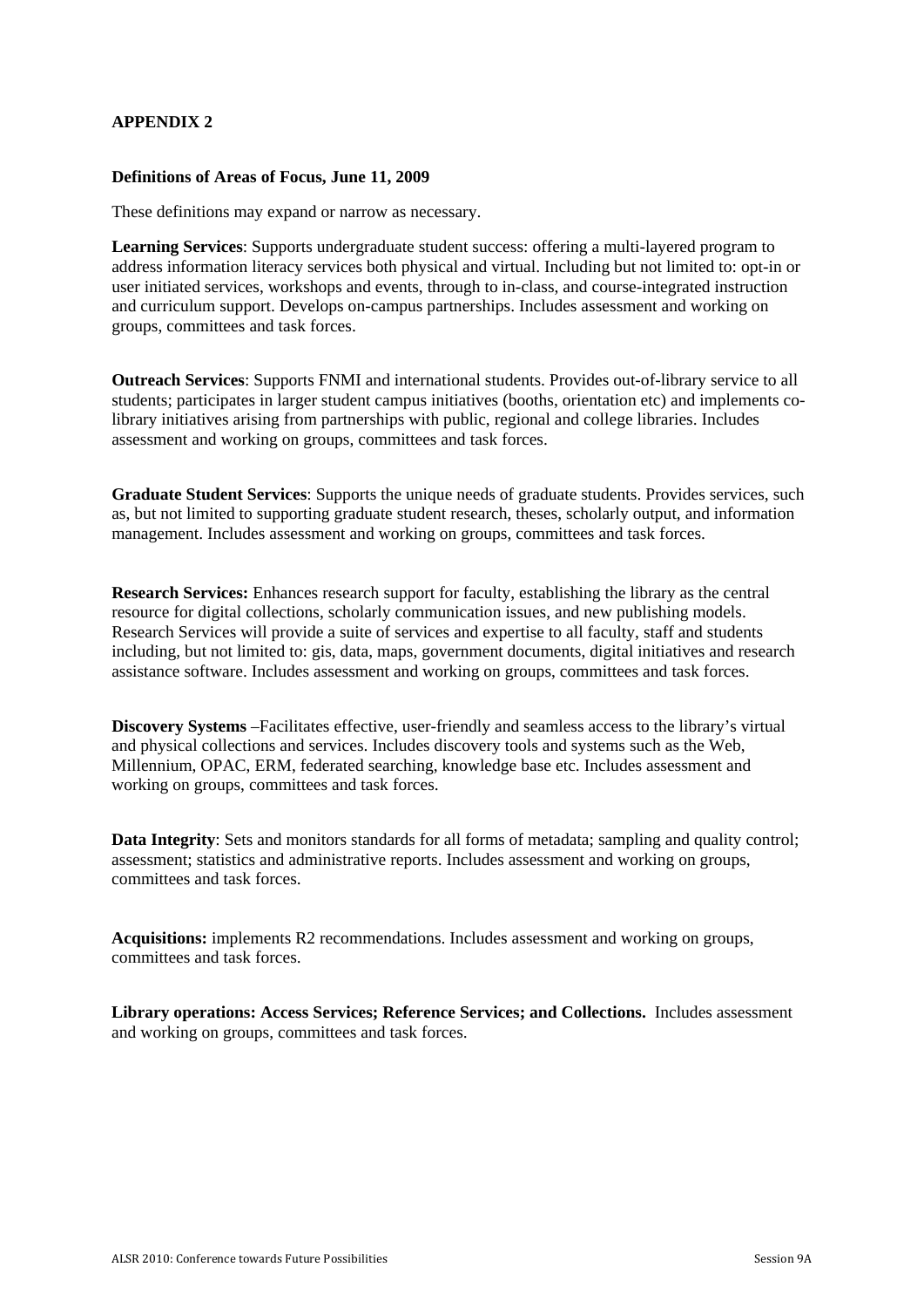## APPENDIX 2

**Definitions of Areas of Focus, June 11, 2009**

These definitions may expand or narrow as necessary.

**Learning Services**: Supports undergraduate student success: offering a multi-layered program to address information literacy services both physical and virtual. Including but not limited to: opt-in or user initiated services, workshops and events, through to in-class, and course-integrated instruction and curriculum support. Develops on-campus partnerships. Includes assessment and working on groups, committees and task forces.

**Outreach Services**: Supports FNMI and international students. Provides out-of-library service to all students; participates in larger student campus initiatives (booths, orientation etc) and implements co-library initiatives arising from partnerships with public, regional and college libraries. Includes assessment and working on groups, committees and task forces.

**Graduate Student Services**: Supports the unique needs of graduate students. Provides services, such as, but not limited to supporting graduate student research, theses, scholarly output, and information management. Includes assessment and working on groups, committees and task forces.

**Research Services:** Enhances research support for faculty, establishing the library as the central resource for digital collections, scholarly communication issues, and new publishing models. Research Services will provide a suite of services and expertise to all faculty, staff and students including, but not limited to: gis, data, maps, government documents, digital initiatives and research assistance software. Includes assessment and working on groups, committees and task forces.

**Discovery Systems** –Facilitates effective, user-friendly and seamless access to the library's virtual and physical collections and services. Includes discovery tools and systems such as the Web, Millennium, OPAC, ERM, federated searching, knowledge base etc. Includes assessment and working on groups, committees and task forces.

**Data Integrity**: Sets and monitors standards for all forms of metadata; sampling and quality control; assessment; statistics and administrative reports. Includes assessment and working on groups, committees and task forces.

**Acquisitions:** implements R2 recommendations. Includes assessment and working on groups, committees and task forces.

**Library operations: Access Services; Reference Services; and Collections.** Includes assessment and working on groups, committees and task forces.